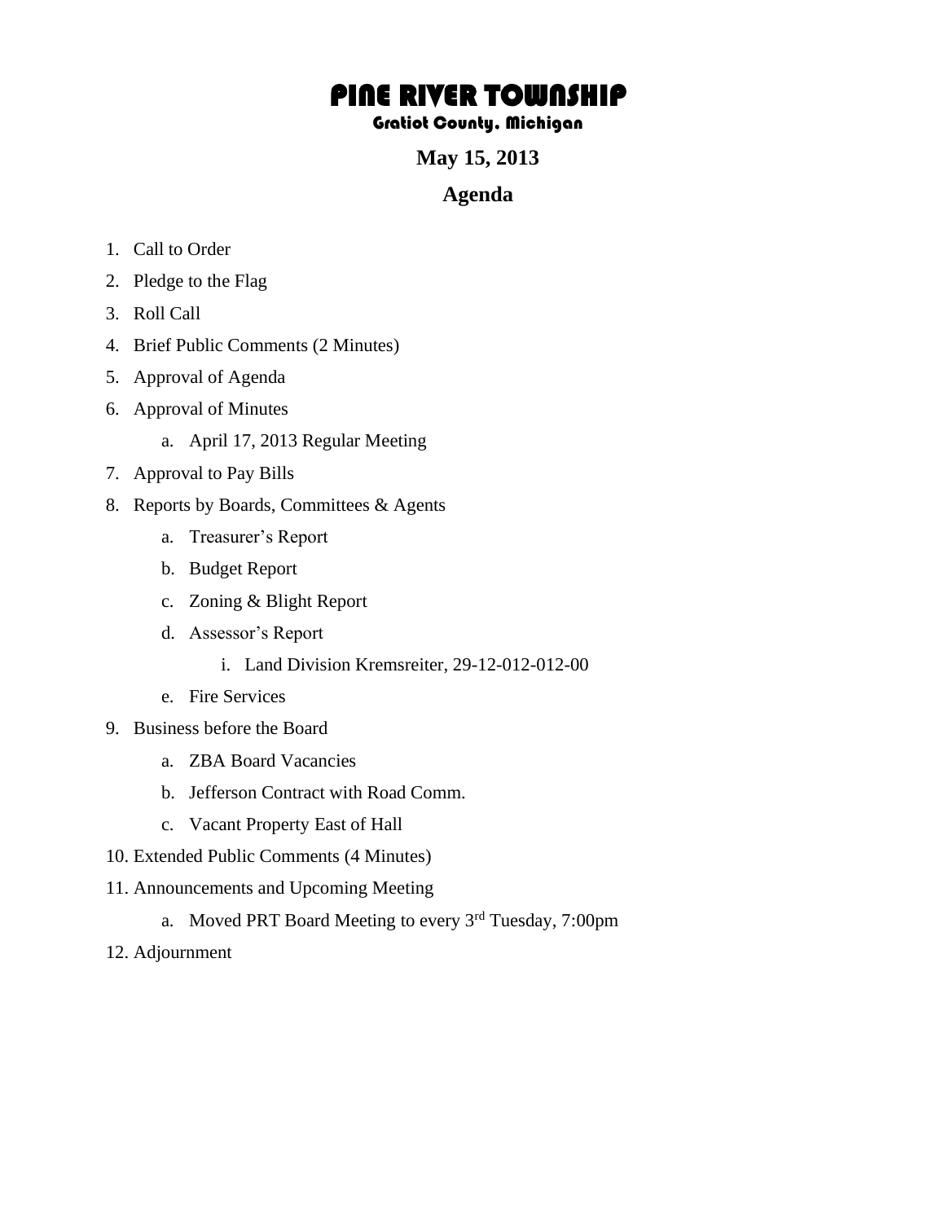# PINE RIVER TOWNSHIP

### Gratiot County, Michigan

**May 15, 2013**

## Agenda

1. Call to Order
2. Pledge to the Flag
3. Roll Call
4. Brief Public Comments (2 Minutes)
5. Approval of Agenda
6. Approval of Minutes
    a. April 17, 2013 Regular Meeting
7. Approval to Pay Bills
8. Reports by Boards, Committees & Agents
    a. Treasurer's Report
    b. Budget Report
    c. Zoning & Blight Report
    d. Assessor's Report
        i. Land Division Kremsreiter, 29-12-012-012-00
    e. Fire Services
9. Business before the Board
    a. ZBA Board Vacancies
    b. Jefferson Contract with Road Comm.
    c. Vacant Property East of Hall
10. Extended Public Comments (4 Minutes)
11. Announcements and Upcoming Meeting
    a. Moved PRT Board Meeting to every 3rd Tuesday, 7:00pm
12. Adjournment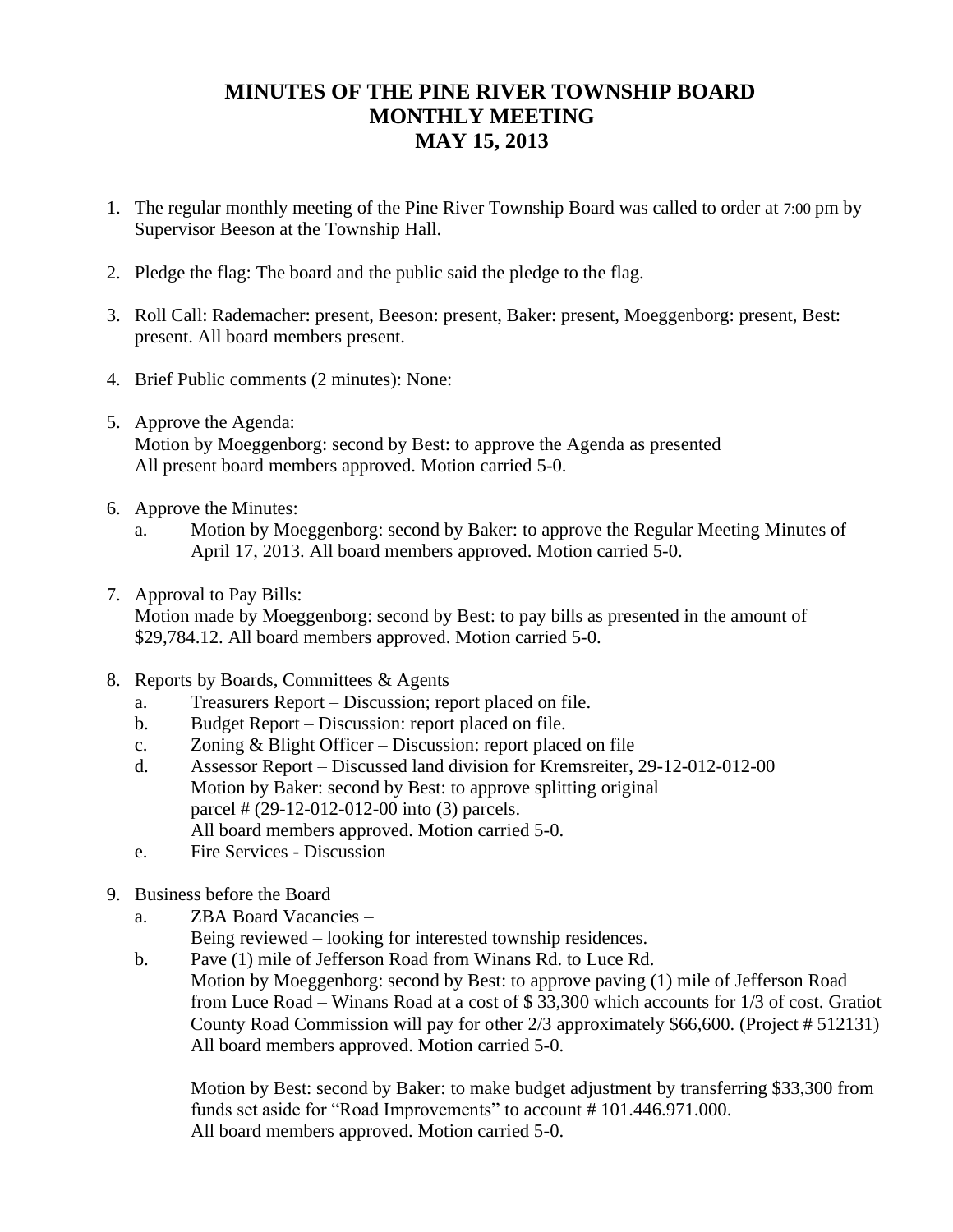# MINUTES OF THE PINE RIVER TOWNSHIP BOARD
# MONTHLY MEETING
# MAY 15, 2013

1. The regular monthly meeting of the Pine River Township Board was called to order at 7:00 pm by Supervisor Beeson at the Township Hall.

2. Pledge the flag: The board and the public said the pledge to the flag.

3. Roll Call: Rademacher: present, Beeson: present, Baker: present, Moeggenborg: present, Best: present. All board members present.

4. Brief Public comments (2 minutes): None:

5. Approve the Agenda:
   Motion by Moeggenborg: second by Best: to approve the Agenda as presented
   All present board members approved. Motion carried 5-0.

6. Approve the Minutes:
   a. Motion by Moeggenborg: second by Baker: to approve the Regular Meeting Minutes of April 17, 2013. All board members approved. Motion carried 5-0.

7. Approval to Pay Bills:
   Motion made by Moeggenborg: second by Best: to pay bills as presented in the amount of $29,784.12. All board members approved. Motion carried 5-0.

8. Reports by Boards, Committees & Agents
   a. Treasurers Report – Discussion; report placed on file.
   b. Budget Report – Discussion: report placed on file.
   c. Zoning & Blight Officer – Discussion: report placed on file
   d. Assessor Report – Discussed land division for Kremsreiter, 29-12-012-012-00
      Motion by Baker: second by Best: to approve splitting original parcel # (29-12-012-012-00 into (3) parcels.
      All board members approved. Motion carried 5-0.
   e. Fire Services - Discussion

9. Business before the Board
   a. ZBA Board Vacancies –
      Being reviewed – looking for interested township residences.
   b. Pave (1) mile of Jefferson Road from Winans Rd. to Luce Rd.
      Motion by Moeggenborg: second by Best: to approve paving (1) mile of Jefferson Road from Luce Road – Winans Road at a cost of $ 33,300 which accounts for 1/3 of cost. Gratiot County Road Commission will pay for other 2/3 approximately $66,600. (Project # 512131)
      All board members approved. Motion carried 5-0.

      Motion by Best: second by Baker: to make budget adjustment by transferring $33,300 from funds set aside for "Road Improvements" to account # 101.446.971.000.
      All board members approved. Motion carried 5-0.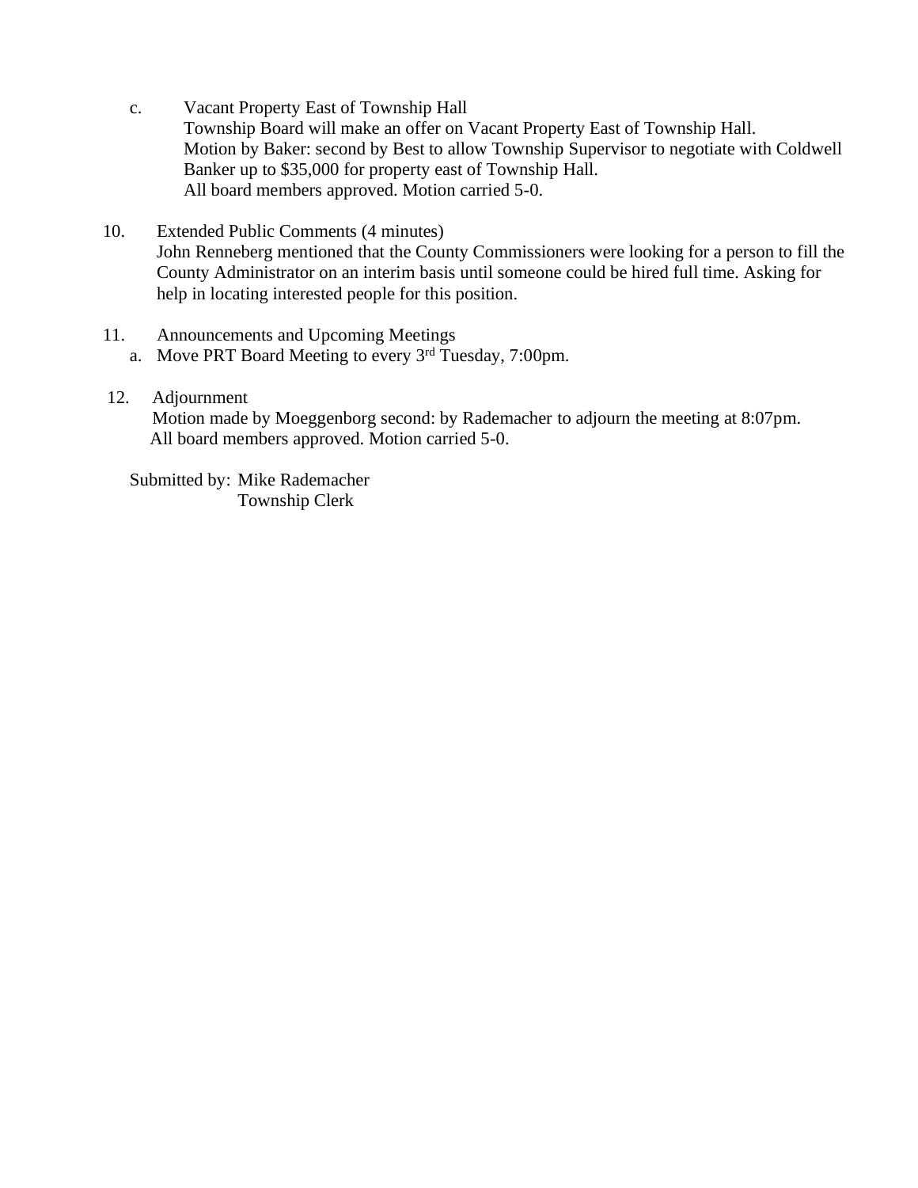c. Vacant Property East of Township Hall
   Township Board will make an offer on Vacant Property East of Township Hall.
   Motion by Baker: second by Best to allow Township Supervisor to negotiate with Coldwell Banker up to $35,000 for property east of Township Hall.
   All board members approved. Motion carried 5-0.

10. Extended Public Comments (4 minutes)
    John Renneberg mentioned that the County Commissioners were looking for a person to fill the County Administrator on an interim basis until someone could be hired full time. Asking for help in locating interested people for this position.

11. Announcements and Upcoming Meetings
    a. Move PRT Board Meeting to every 3rd Tuesday, 7:00pm.

12. Adjournment
    Motion made by Moeggenborg second: by Rademacher to adjourn the meeting at 8:07pm.
    All board members approved. Motion carried 5-0.

Submitted by: Mike Rademacher
Township Clerk